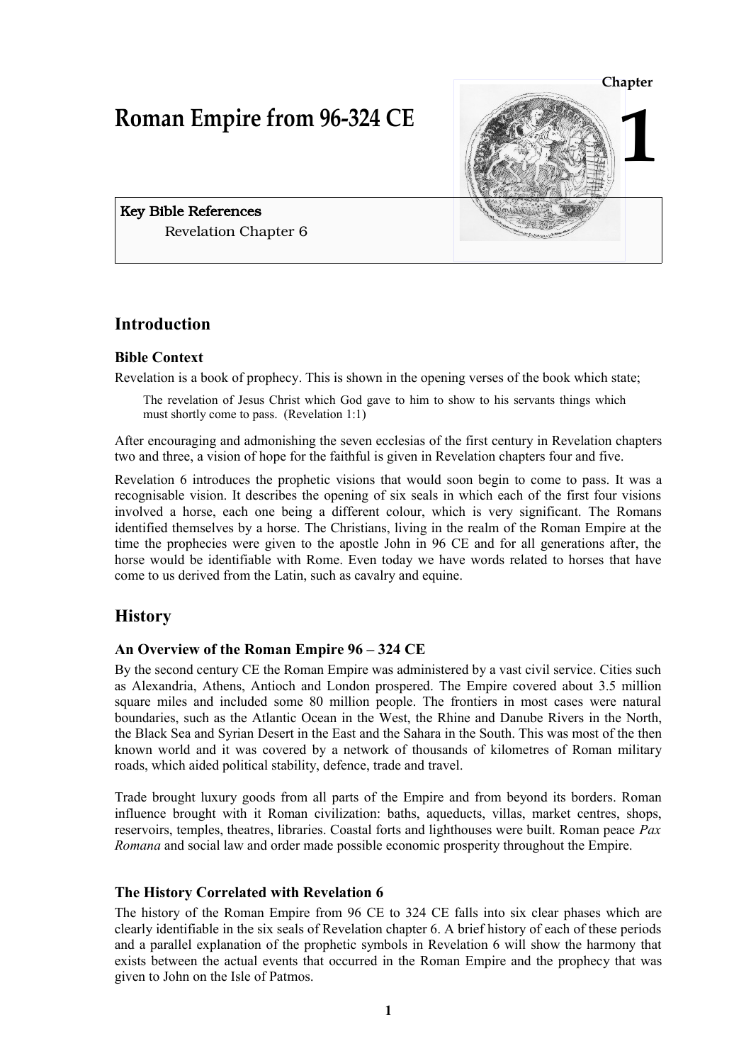Chapter 1

# Roman Empire from 96-324 CE

**Key Bible References**

Revelation Chapter 6

## Introduction

### Bible Context

Revelation is a book of prophecy. This is shown in the opening verses of the book which state;

> The revelation of Jesus Christ which God gave to him to show to his servants things which must shortly come to pass. (Revelation 1:1)

After encouraging and admonishing the seven ecclesias of the first century in Revelation chapters two and three, a vision of hope for the faithful is given in Revelation chapters four and five.

Revelation 6 introduces the prophetic visions that would soon begin to come to pass. It was a recognisable vision. It describes the opening of six seals in which each of the first four visions involved a horse, each one being a different colour, which is very significant. The Romans identified themselves by a horse. The Christians, living in the realm of the Roman Empire at the time the prophecies were given to the apostle John in 96 CE and for all generations after, the horse would be identifiable with Rome. Even today we have words related to horses that have come to us derived from the Latin, such as cavalry and equine.

## History

### An Overview of the Roman Empire 96 – 324 CE

By the second century CE the Roman Empire was administered by a vast civil service. Cities such as Alexandria, Athens, Antioch and London prospered. The Empire covered about 3.5 million square miles and included some 80 million people. The frontiers in most cases were natural boundaries, such as the Atlantic Ocean in the West, the Rhine and Danube Rivers in the North, the Black Sea and Syrian Desert in the East and the Sahara in the South. This was most of the then known world and it was covered by a network of thousands of kilometres of Roman military roads, which aided political stability, defence, trade and travel.

Trade brought luxury goods from all parts of the Empire and from beyond its borders. Roman influence brought with it Roman civilization: baths, aqueducts, villas, market centres, shops, reservoirs, temples, theatres, libraries. Coastal forts and lighthouses were built. Roman peace *Pax Romana* and social law and order made possible economic prosperity throughout the Empire.

### The History Correlated with Revelation 6

The history of the Roman Empire from 96 CE to 324 CE falls into six clear phases which are clearly identifiable in the six seals of Revelation chapter 6. A brief history of each of these periods and a parallel explanation of the prophetic symbols in Revelation 6 will show the harmony that exists between the actual events that occurred in the Roman Empire and the prophecy that was given to John on the Isle of Patmos.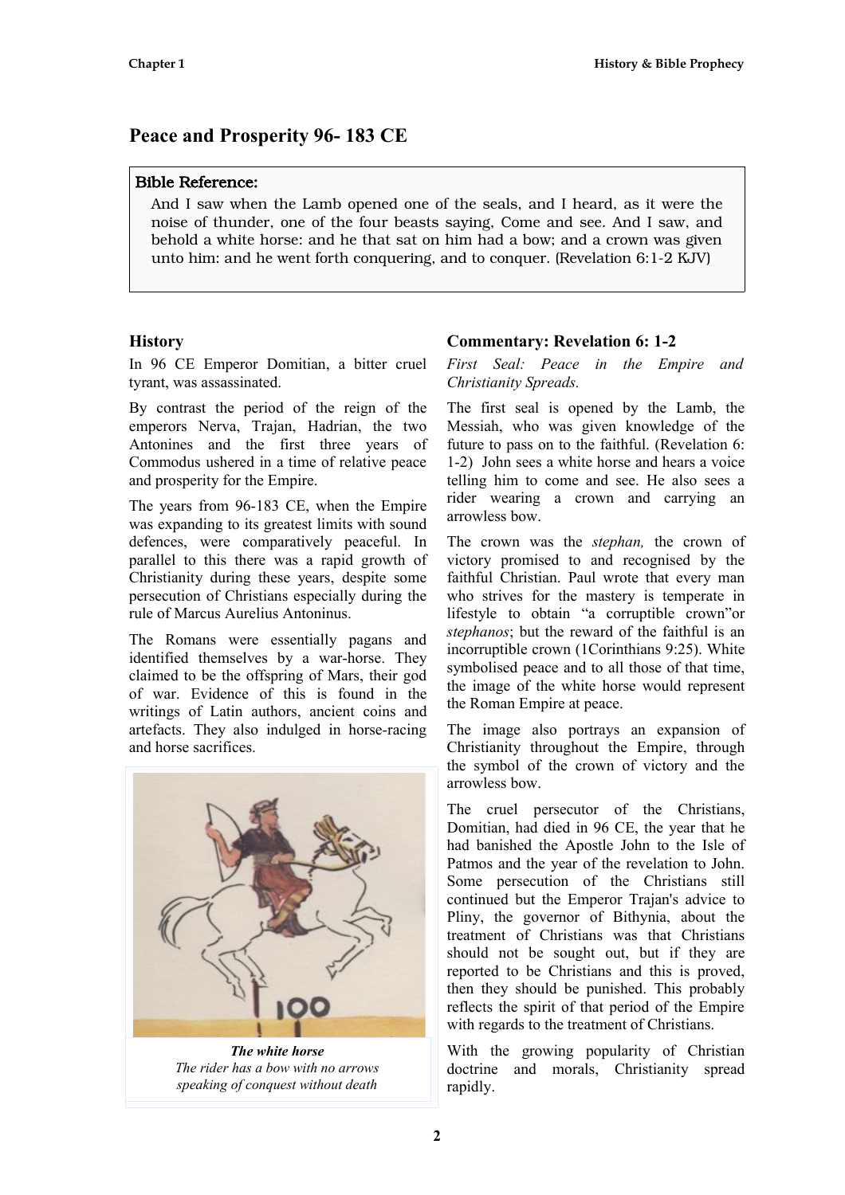# Peace and Prosperity 96- 183 CE

**Bible Reference:**

And I saw when the Lamb opened one of the seals, and I heard, as it were the noise of thunder, one of the four beasts saying, Come and see. And I saw, and behold a white horse: and he that sat on him had a bow; and a crown was given unto him: and he went forth conquering, and to conquer. (Revelation 6:1-2 KJV)

## History

In 96 CE Emperor Domitian, a bitter cruel tyrant, was assassinated.

By contrast the period of the reign of the emperors Nerva, Trajan, Hadrian, the two Antonines and the first three years of Commodus ushered in a time of relative peace and prosperity for the Empire.

The years from 96-183 CE, when the Empire was expanding to its greatest limits with sound defences, were comparatively peaceful. In parallel to this there was a rapid growth of Christianity during these years, despite some persecution of Christians especially during the rule of Marcus Aurelius Antoninus.

The Romans were essentially pagans and identified themselves by a war-horse. They claimed to be the offspring of Mars, their god of war. Evidence of this is found in the writings of Latin authors, ancient coins and artefacts. They also indulged in horse-racing and horse sacrifices.

***The white horse***
*The rider has a bow with no arrows speaking of conquest without death*

## Commentary: Revelation 6: 1-2

*First Seal: Peace in the Empire and Christianity Spreads.*

The first seal is opened by the Lamb, the Messiah, who was given knowledge of the future to pass on to the faithful. (Revelation 6: 1-2) John sees a white horse and hears a voice telling him to come and see. He also sees a rider wearing a crown and carrying an arrowless bow.

The crown was the *stephan,* the crown of victory promised to and recognised by the faithful Christian. Paul wrote that every man who strives for the mastery is temperate in lifestyle to obtain "a corruptible crown"or *stephanos*; but the reward of the faithful is an incorruptible crown (1Corinthians 9:25). White symbolised peace and to all those of that time, the image of the white horse would represent the Roman Empire at peace.

The image also portrays an expansion of Christianity throughout the Empire, through the symbol of the crown of victory and the arrowless bow.

The cruel persecutor of the Christians, Domitian, had died in 96 CE, the year that he had banished the Apostle John to the Isle of Patmos and the year of the revelation to John. Some persecution of the Christians still continued but the Emperor Trajan's advice to Pliny, the governor of Bithynia, about the treatment of Christians was that Christians should not be sought out, but if they are reported to be Christians and this is proved, then they should be punished. This probably reflects the spirit of that period of the Empire with regards to the treatment of Christians.

With the growing popularity of Christian doctrine and morals, Christianity spread rapidly.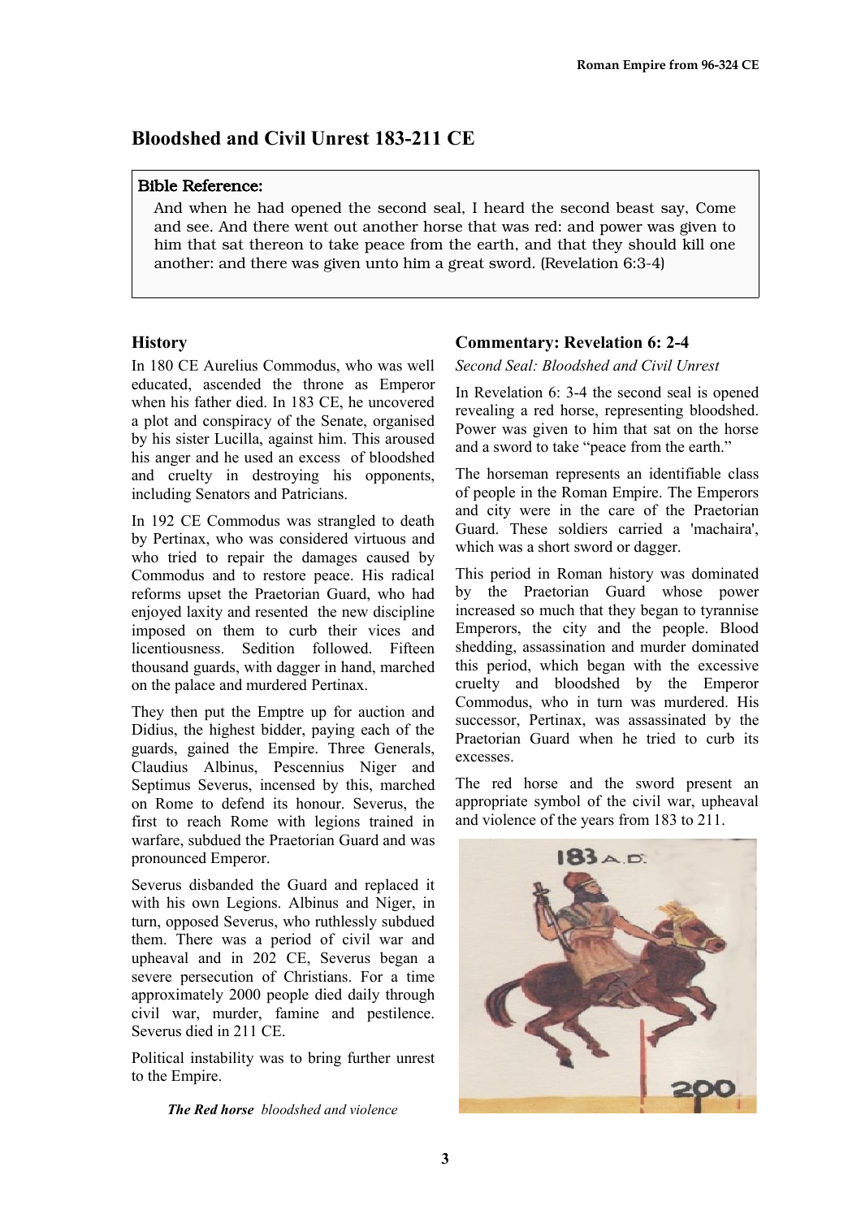## Bloodshed and Civil Unrest 183-211 CE

**Bible Reference:**

And when he had opened the second seal, I heard the second beast say, Come and see. And there went out another horse that was red: and power was given to him that sat thereon to take peace from the earth, and that they should kill one another: and there was given unto him a great sword. (Revelation 6:3-4)

### History

In 180 CE Aurelius Commodus, who was well educated, ascended the throne as Emperor when his father died. In 183 CE, he uncovered a plot and conspiracy of the Senate, organised by his sister Lucilla, against him. This aroused his anger and he used an excess of bloodshed and cruelty in destroying his opponents, including Senators and Patricians.

In 192 CE Commodus was strangled to death by Pertinax, who was considered virtuous and who tried to repair the damages caused by Commodus and to restore peace. His radical reforms upset the Praetorian Guard, who had enjoyed laxity and resented the new discipline imposed on them to curb their vices and licentiousness. Sedition followed. Fifteen thousand guards, with dagger in hand, marched on the palace and murdered Pertinax.

They then put the Emptre up for auction and Didius, the highest bidder, paying each of the guards, gained the Empire. Three Generals, Claudius Albinus, Pescennius Niger and Septimus Severus, incensed by this, marched on Rome to defend its honour. Severus, the first to reach Rome with legions trained in warfare, subdued the Praetorian Guard and was pronounced Emperor.

Severus disbanded the Guard and replaced it with his own Legions. Albinus and Niger, in turn, opposed Severus, who ruthlessly subdued them. There was a period of civil war and upheaval and in 202 CE, Severus began a severe persecution of Christians. For a time approximately 2000 people died daily through civil war, murder, famine and pestilence. Severus died in 211 CE.

Political instability was to bring further unrest to the Empire.

***The Red horse*** *bloodshed and violence*

### Commentary: Revelation 6: 2-4

*Second Seal: Bloodshed and Civil Unrest*

In Revelation 6: 3-4 the second seal is opened revealing a red horse, representing bloodshed. Power was given to him that sat on the horse and a sword to take "peace from the earth."

The horseman represents an identifiable class of people in the Roman Empire. The Emperors and city were in the care of the Praetorian Guard. These soldiers carried a 'machaira', which was a short sword or dagger.

This period in Roman history was dominated by the Praetorian Guard whose power increased so much that they began to tyrannise Emperors, the city and the people. Blood shedding, assassination and murder dominated this period, which began with the excessive cruelty and bloodshed by the Emperor Commodus, who in turn was murdered. His successor, Pertinax, was assassinated by the Praetorian Guard when he tried to curb its excesses.

The red horse and the sword present an appropriate symbol of the civil war, upheaval and violence of the years from 183 to 211.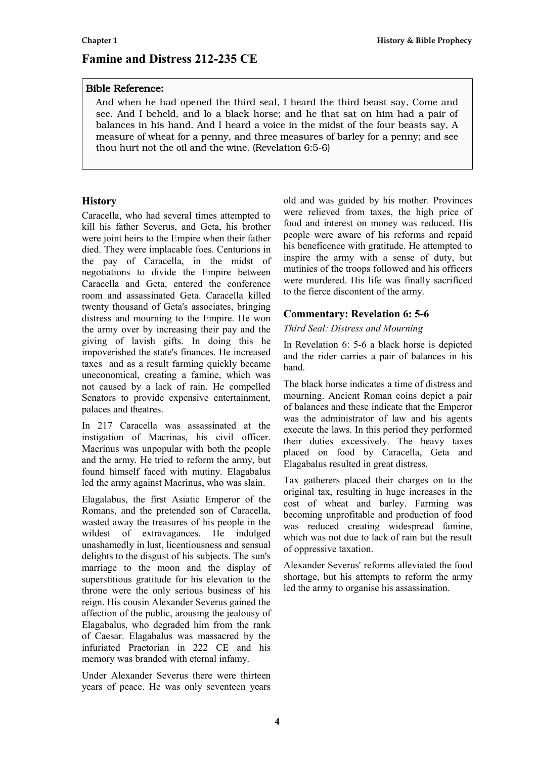# Famine and Distress 212-235 CE

**Bible Reference:**

And when he had opened the third seal, I heard the third beast say, Come and see. And I beheld, and lo a black horse; and he that sat on him had a pair of balances in his hand. And I heard a voice in the midst of the four beasts say, A measure of wheat for a penny, and three measures of barley for a penny; and see thou hurt not the oil and the wine. (Revelation 6:5-6)

## History

Caracella, who had several times attempted to kill his father Severus, and Geta, his brother were joint heirs to the Empire when their father died. They were implacable foes. Centurions in the pay of Caracella, in the midst of negotiations to divide the Empire between Caracella and Geta, entered the conference room and assassinated Geta. Caracella killed twenty thousand of Geta's associates, bringing distress and mourning to the Empire. He won the army over by increasing their pay and the giving of lavish gifts. In doing this he impoverished the state's finances. He increased taxes and as a result farming quickly became uneconomical, creating a famine, which was not caused by a lack of rain. He compelled Senators to provide expensive entertainment, palaces and theatres.

In 217 Caracella was assassinated at the instigation of Macrinas, his civil officer. Macrinus was unpopular with both the people and the army. He tried to reform the army, but found himself faced with mutiny. Elagabalus led the army against Macrinus, who was slain.

Elagalabus, the first Asiatic Emperor of the Romans, and the pretended son of Caracella, wasted away the treasures of his people in the wildest of extravagances. He indulged unashamedly in lust, licentiousness and sensual delights to the disgust of his subjects. The sun's marriage to the moon and the display of superstitious gratitude for his elevation to the throne were the only serious business of his reign. His cousin Alexander Severus gained the affection of the public, arousing the jealousy of Elagabalus, who degraded him from the rank of Caesar. Elagabalus was massacred by the infuriated Praetorian in 222 CE and his memory was branded with eternal infamy.

Under Alexander Severus there were thirteen years of peace. He was only seventeen years old and was guided by his mother. Provinces were relieved from taxes, the high price of food and interest on money was reduced. His people were aware of his reforms and repaid his beneficence with gratitude. He attempted to inspire the army with a sense of duty, but mutinies of the troops followed and his officers were murdered. His life was finally sacrificed to the fierce discontent of the army.

## Commentary: Revelation 6: 5-6

*Third Seal: Distress and Mourning*

In Revelation 6: 5-6 a black horse is depicted and the rider carries a pair of balances in his hand.

The black horse indicates a time of distress and mourning. Ancient Roman coins depict a pair of balances and these indicate that the Emperor was the administrator of law and his agents execute the laws. In this period they performed their duties excessively. The heavy taxes placed on food by Caracella, Geta and Elagabalus resulted in great distress.

Tax gatherers placed their charges on to the original tax, resulting in huge increases in the cost of wheat and barley. Farming was becoming unprofitable and production of food was reduced creating widespread famine, which was not due to lack of rain but the result of oppressive taxation.

Alexander Severus' reforms alleviated the food shortage, but his attempts to reform the army led the army to organise his assassination.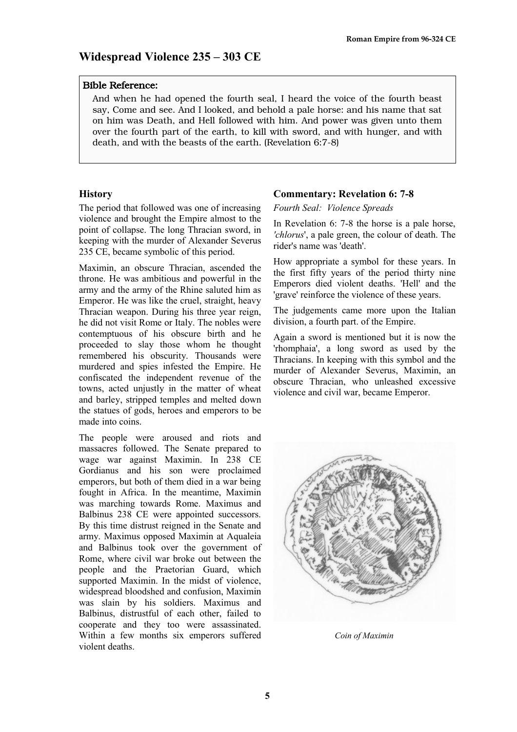# Widespread Violence 235 – 303 CE

**Bible Reference:**

And when he had opened the fourth seal, I heard the voice of the fourth beast say, Come and see. And I looked, and behold a pale horse: and his name that sat on him was Death, and Hell followed with him. And power was given unto them over the fourth part of the earth, to kill with sword, and with hunger, and with death, and with the beasts of the earth. (Revelation 6:7-8)

## History

The period that followed was one of increasing violence and brought the Empire almost to the point of collapse. The long Thracian sword, in keeping with the murder of Alexander Severus 235 CE, became symbolic of this period.

Maximin, an obscure Thracian, ascended the throne. He was ambitious and powerful in the army and the army of the Rhine saluted him as Emperor. He was like the cruel, straight, heavy Thracian weapon. During his three year reign, he did not visit Rome or Italy. The nobles were contemptuous of his obscure birth and he proceeded to slay those whom he thought remembered his obscurity. Thousands were murdered and spies infested the Empire. He confiscated the independent revenue of the towns, acted unjustly in the matter of wheat and barley, stripped temples and melted down the statues of gods, heroes and emperors to be made into coins.

The people were aroused and riots and massacres followed. The Senate prepared to wage war against Maximin. In 238 CE Gordianus and his son were proclaimed emperors, but both of them died in a war being fought in Africa. In the meantime, Maximin was marching towards Rome. Maximus and Balbinus 238 CE were appointed successors. By this time distrust reigned in the Senate and army. Maximus opposed Maximin at Aqualeia and Balbinus took over the government of Rome, where civil war broke out between the people and the Praetorian Guard, which supported Maximin. In the midst of violence, widespread bloodshed and confusion, Maximin was slain by his soldiers. Maximus and Balbinus, distrustful of each other, failed to cooperate and they too were assassinated. Within a few months six emperors suffered violent deaths.

## Commentary: Revelation 6: 7-8

*Fourth Seal: Violence Spreads*

In Revelation 6: 7-8 the horse is a pale horse, *'chlorus'*, a pale green, the colour of death. The rider's name was 'death'.

How appropriate a symbol for these years. In the first fifty years of the period thirty nine Emperors died violent deaths. 'Hell' and the 'grave' reinforce the violence of these years.

The judgements came more upon the Italian division, a fourth part. of the Empire.

Again a sword is mentioned but it is now the 'rhomphaia', a long sword as used by the Thracians. In keeping with this symbol and the murder of Alexander Severus, Maximin, an obscure Thracian, who unleashed excessive violence and civil war, became Emperor.

*Coin of Maximin*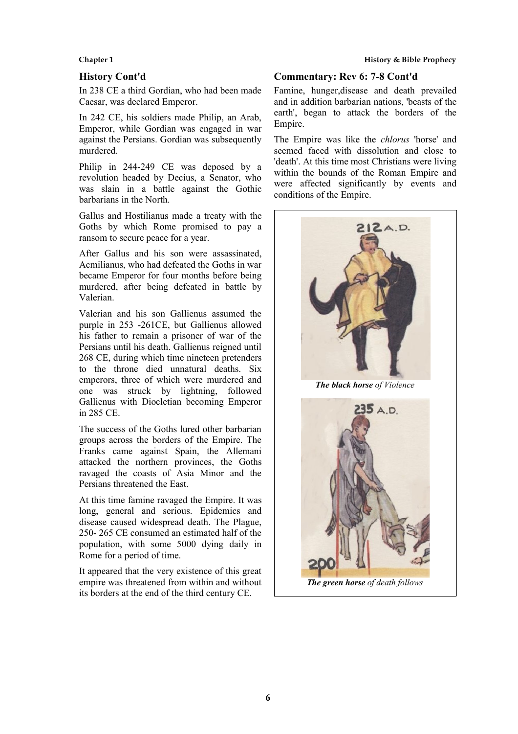## History Cont'd

In 238 CE a third Gordian, who had been made Caesar, was declared Emperor.

In 242 CE, his soldiers made Philip, an Arab, Emperor, while Gordian was engaged in war against the Persians. Gordian was subsequently murdered.

Philip in 244-249 CE was deposed by a revolution headed by Decius, a Senator, who was slain in a battle against the Gothic barbarians in the North.

Gallus and Hostilianus made a treaty with the Goths by which Rome promised to pay a ransom to secure peace for a year.

After Gallus and his son were assassinated, Acmilianus, who had defeated the Goths in war became Emperor for four months before being murdered, after being defeated in battle by Valerian.

Valerian and his son Gallienus assumed the purple in 253 -261CE, but Gallienus allowed his father to remain a prisoner of war of the Persians until his death. Gallienus reigned until 268 CE, during which time nineteen pretenders to the throne died unnatural deaths. Six emperors, three of which were murdered and one was struck by lightning, followed Gallienus with Diocletian becoming Emperor in 285 CE.

The success of the Goths lured other barbarian groups across the borders of the Empire. The Franks came against Spain, the Allemani attacked the northern provinces, the Goths ravaged the coasts of Asia Minor and the Persians threatened the East.

At this time famine ravaged the Empire. It was long, general and serious. Epidemics and disease caused widespread death. The Plague, 250- 265 CE consumed an estimated half of the population, with some 5000 dying daily in Rome for a period of time.

It appeared that the very existence of this great empire was threatened from within and without its borders at the end of the third century CE.

## Commentary: Rev 6: 7-8 Cont'd

Famine, hunger,disease and death prevailed and in addition barbarian nations, 'beasts of the earth', began to attack the borders of the Empire.

The Empire was like the *chlorus* 'horse' and seemed faced with dissolution and close to 'death'. At this time most Christians were living within the bounds of the Roman Empire and were affected significantly by events and conditions of the Empire.

***The black horse*** *of Violence*

***The green horse*** *of death follows*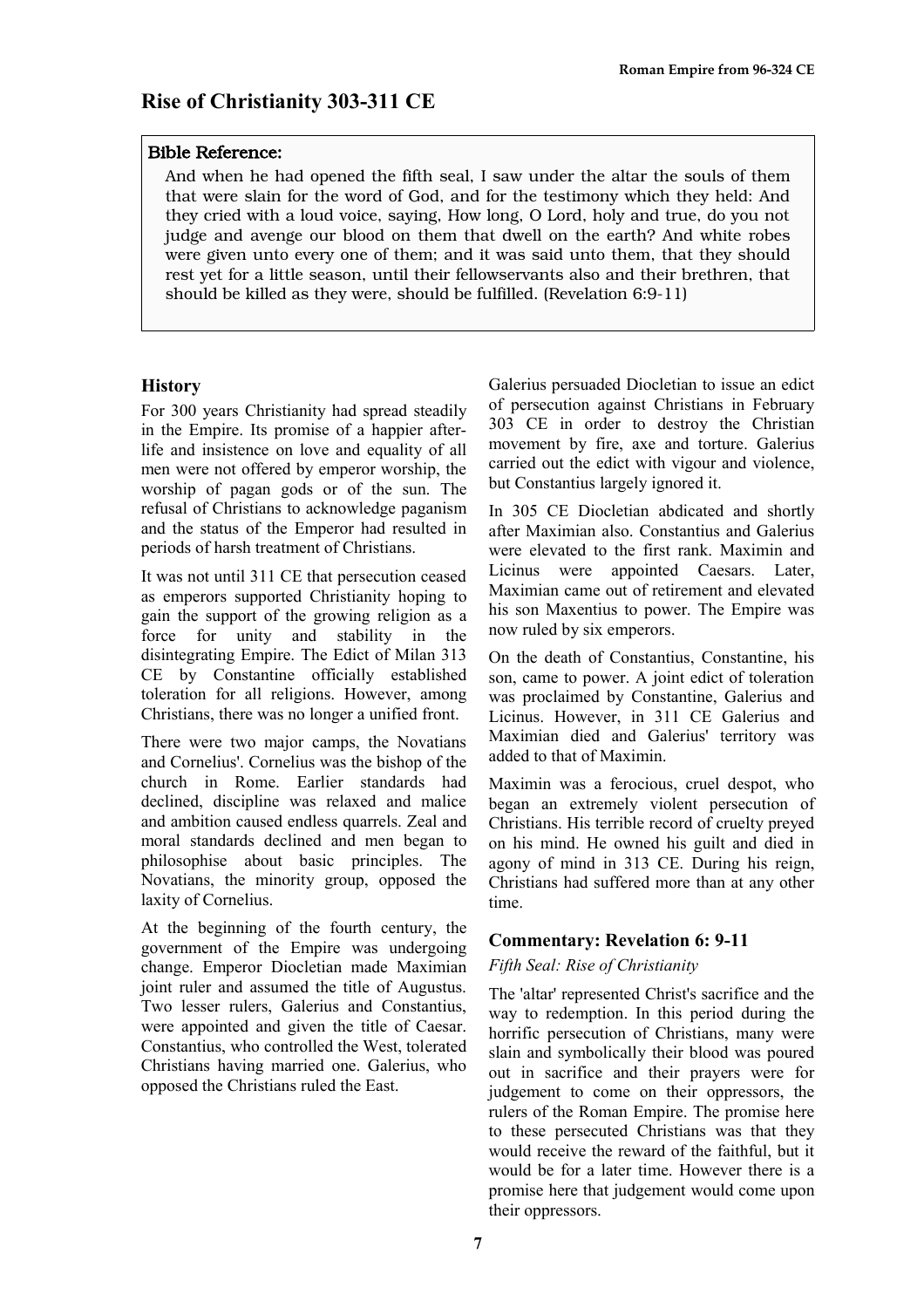# Rise of Christianity 303-311 CE

**Bible Reference:**

And when he had opened the fifth seal, I saw under the altar the souls of them that were slain for the word of God, and for the testimony which they held: And they cried with a loud voice, saying, How long, O Lord, holy and true, do you not judge and avenge our blood on them that dwell on the earth? And white robes were given unto every one of them; and it was said unto them, that they should rest yet for a little season, until their fellowservants also and their brethren, that should be killed as they were, should be fulfilled. (Revelation 6:9-11)

## History

For 300 years Christianity had spread steadily in the Empire. Its promise of a happier after-life and insistence on love and equality of all men were not offered by emperor worship, the worship of pagan gods or of the sun. The refusal of Christians to acknowledge paganism and the status of the Emperor had resulted in periods of harsh treatment of Christians.

It was not until 311 CE that persecution ceased as emperors supported Christianity hoping to gain the support of the growing religion as a force for unity and stability in the disintegrating Empire. The Edict of Milan 313 CE by Constantine officially established toleration for all religions. However, among Christians, there was no longer a unified front.

There were two major camps, the Novatians and Cornelius'. Cornelius was the bishop of the church in Rome. Earlier standards had declined, discipline was relaxed and malice and ambition caused endless quarrels. Zeal and moral standards declined and men began to philosophise about basic principles. The Novatians, the minority group, opposed the laxity of Cornelius.

At the beginning of the fourth century, the government of the Empire was undergoing change. Emperor Diocletian made Maximian joint ruler and assumed the title of Augustus. Two lesser rulers, Galerius and Constantius, were appointed and given the title of Caesar. Constantius, who controlled the West, tolerated Christians having married one. Galerius, who opposed the Christians ruled the East.

Galerius persuaded Diocletian to issue an edict of persecution against Christians in February 303 CE in order to destroy the Christian movement by fire, axe and torture. Galerius carried out the edict with vigour and violence, but Constantius largely ignored it.

In 305 CE Diocletian abdicated and shortly after Maximian also. Constantius and Galerius were elevated to the first rank. Maximin and Licinus were appointed Caesars. Later, Maximian came out of retirement and elevated his son Maxentius to power. The Empire was now ruled by six emperors.

On the death of Constantius, Constantine, his son, came to power. A joint edict of toleration was proclaimed by Constantine, Galerius and Licinus. However, in 311 CE Galerius and Maximian died and Galerius' territory was added to that of Maximin.

Maximin was a ferocious, cruel despot, who began an extremely violent persecution of Christians. His terrible record of cruelty preyed on his mind. He owned his guilt and died in agony of mind in 313 CE. During his reign, Christians had suffered more than at any other time.

## Commentary: Revelation 6: 9-11

*Fifth Seal: Rise of Christianity*

The 'altar' represented Christ's sacrifice and the way to redemption. In this period during the horrific persecution of Christians, many were slain and symbolically their blood was poured out in sacrifice and their prayers were for judgement to come on their oppressors, the rulers of the Roman Empire. The promise here to these persecuted Christians was that they would receive the reward of the faithful, but it would be for a later time. However there is a promise here that judgement would come upon their oppressors.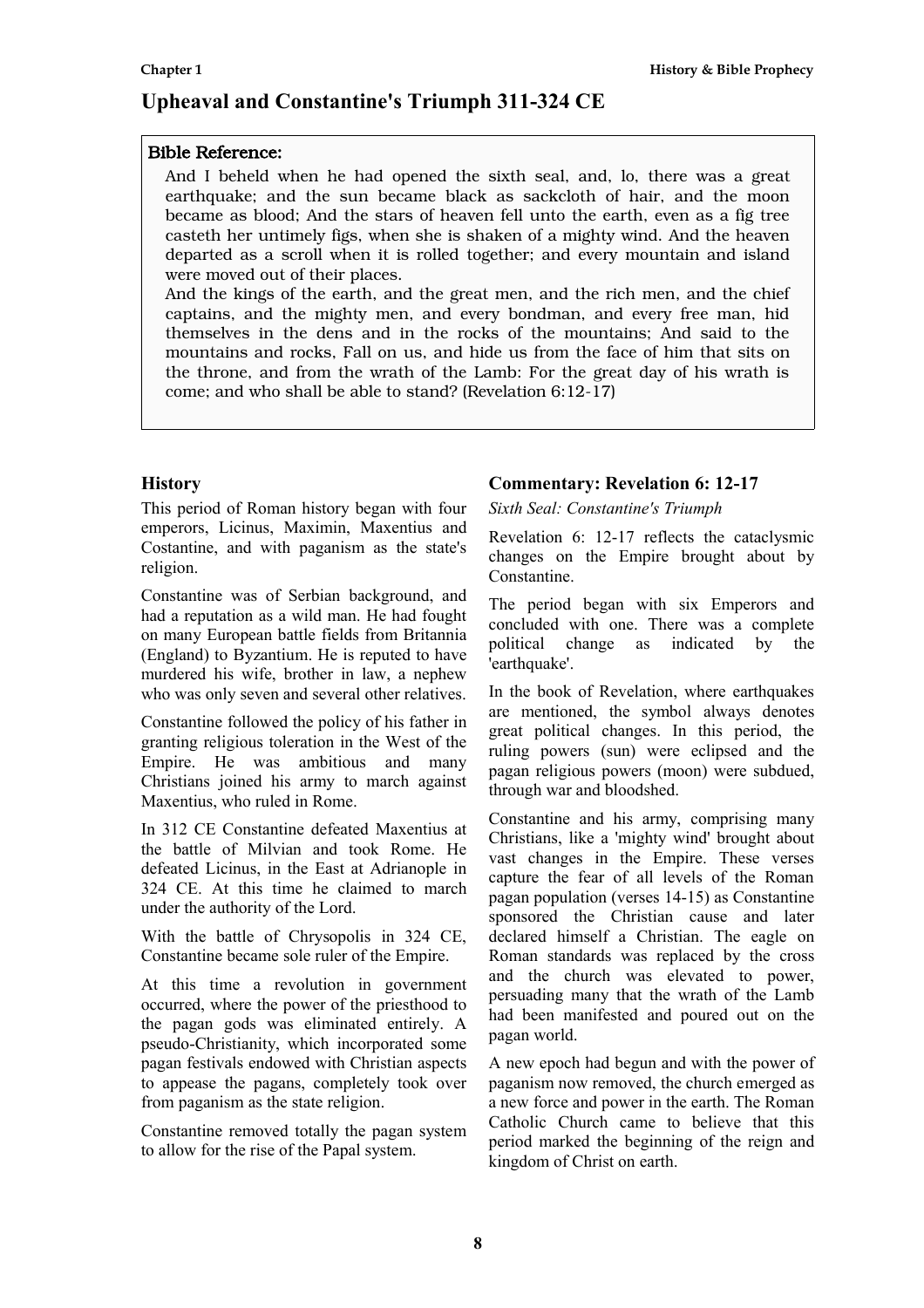# Upheaval and Constantine's Triumph 311-324 CE

**Bible Reference:**

And I beheld when he had opened the sixth seal, and, lo, there was a great earthquake; and the sun became black as sackcloth of hair, and the moon became as blood; And the stars of heaven fell unto the earth, even as a fig tree casteth her untimely figs, when she is shaken of a mighty wind. And the heaven departed as a scroll when it is rolled together; and every mountain and island were moved out of their places.

And the kings of the earth, and the great men, and the rich men, and the chief captains, and the mighty men, and every bondman, and every free man, hid themselves in the dens and in the rocks of the mountains; And said to the mountains and rocks, Fall on us, and hide us from the face of him that sits on the throne, and from the wrath of the Lamb: For the great day of his wrath is come; and who shall be able to stand? (Revelation 6:12-17)

## History

This period of Roman history began with four emperors, Licinus, Maximin, Maxentius and Costantine, and with paganism as the state's religion.

Constantine was of Serbian background, and had a reputation as a wild man. He had fought on many European battle fields from Britannia (England) to Byzantium. He is reputed to have murdered his wife, brother in law, a nephew who was only seven and several other relatives.

Constantine followed the policy of his father in granting religious toleration in the West of the Empire. He was ambitious and many Christians joined his army to march against Maxentius, who ruled in Rome.

In 312 CE Constantine defeated Maxentius at the battle of Milvian and took Rome. He defeated Licinus, in the East at Adrianople in 324 CE. At this time he claimed to march under the authority of the Lord.

With the battle of Chrysopolis in 324 CE, Constantine became sole ruler of the Empire.

At this time a revolution in government occurred, where the power of the priesthood to the pagan gods was eliminated entirely. A pseudo-Christianity, which incorporated some pagan festivals endowed with Christian aspects to appease the pagans, completely took over from paganism as the state religion.

Constantine removed totally the pagan system to allow for the rise of the Papal system.

## Commentary: Revelation 6: 12-17

*Sixth Seal: Constantine's Triumph*

Revelation 6: 12-17 reflects the cataclysmic changes on the Empire brought about by Constantine.

The period began with six Emperors and concluded with one. There was a complete political change as indicated by the 'earthquake'.

In the book of Revelation, where earthquakes are mentioned, the symbol always denotes great political changes. In this period, the ruling powers (sun) were eclipsed and the pagan religious powers (moon) were subdued, through war and bloodshed.

Constantine and his army, comprising many Christians, like a 'mighty wind' brought about vast changes in the Empire. These verses capture the fear of all levels of the Roman pagan population (verses 14-15) as Constantine sponsored the Christian cause and later declared himself a Christian. The eagle on Roman standards was replaced by the cross and the church was elevated to power, persuading many that the wrath of the Lamb had been manifested and poured out on the pagan world.

A new epoch had begun and with the power of paganism now removed, the church emerged as a new force and power in the earth. The Roman Catholic Church came to believe that this period marked the beginning of the reign and kingdom of Christ on earth.